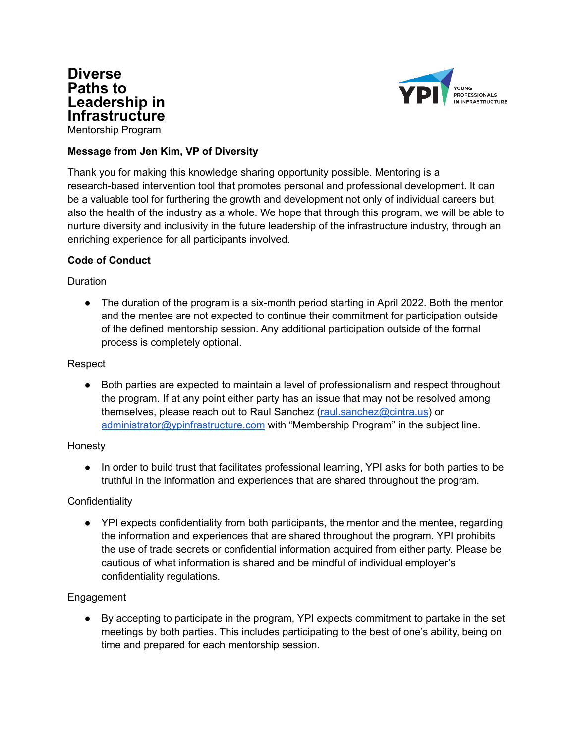# Diverse Paths to Leadership in Infrastructure

Mentorship Program

**Message from Jen Kim, VP of Diversity**

Thank you for making this knowledge sharing opportunity possible. Mentoring is a research-based intervention tool that promotes personal and professional development. It can be a valuable tool for furthering the growth and development not only of individual careers but also the health of the industry as a whole. We hope that through this program, we will be able to nurture diversity and inclusivity in the future leadership of the infrastructure industry, through an enriching experience for all participants involved.

**Code of Conduct**

Duration

- The duration of the program is a six-month period starting in April 2022. Both the mentor and the mentee are not expected to continue their commitment for participation outside of the defined mentorship session. Any additional participation outside of the formal process is completely optional.

Respect

- Both parties are expected to maintain a level of professionalism and respect throughout the program. If at any point either party has an issue that may not be resolved among themselves, please reach out to Raul Sanchez (raul.sanchez@cintra.us) or administrator@ypinfrastructure.com with "Membership Program" in the subject line.

Honesty

- In order to build trust that facilitates professional learning, YPI asks for both parties to be truthful in the information and experiences that are shared throughout the program.

Confidentiality

- YPI expects confidentiality from both participants, the mentor and the mentee, regarding the information and experiences that are shared throughout the program. YPI prohibits the use of trade secrets or confidential information acquired from either party. Please be cautious of what information is shared and be mindful of individual employer's confidentiality regulations.

Engagement

- By accepting to participate in the program, YPI expects commitment to partake in the set meetings by both parties. This includes participating to the best of one's ability, being on time and prepared for each mentorship session.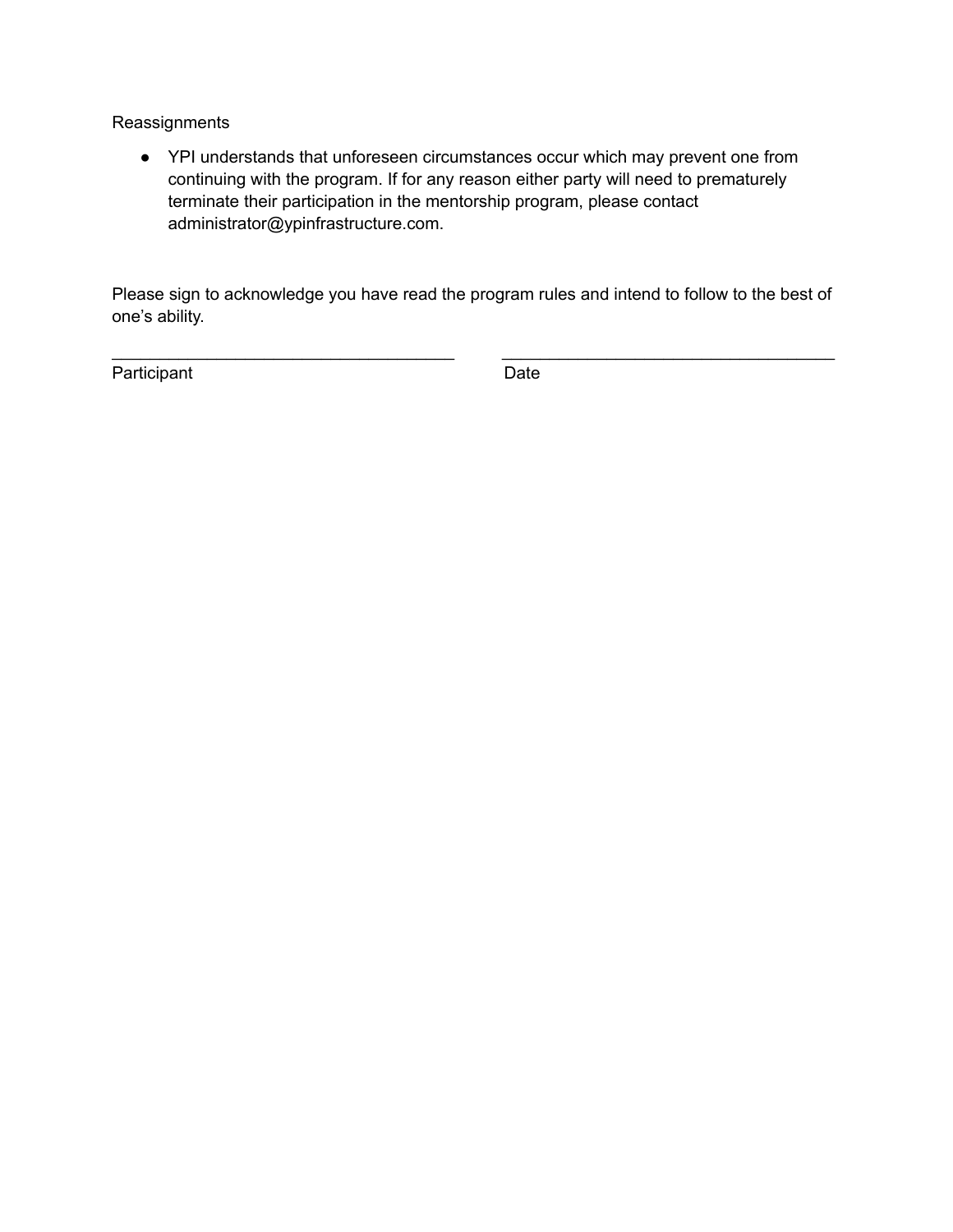Reassignments

- YPI understands that unforeseen circumstances occur which may prevent one from continuing with the program. If for any reason either party will need to prematurely terminate their participation in the mentorship program, please contact administrator@ypinfrastructure.com.

Please sign to acknowledge you have read the program rules and intend to follow to the best of one's ability.

| | |
|---|---|
| ___________________________________ | ___________________________________ |
| Participant | Date |